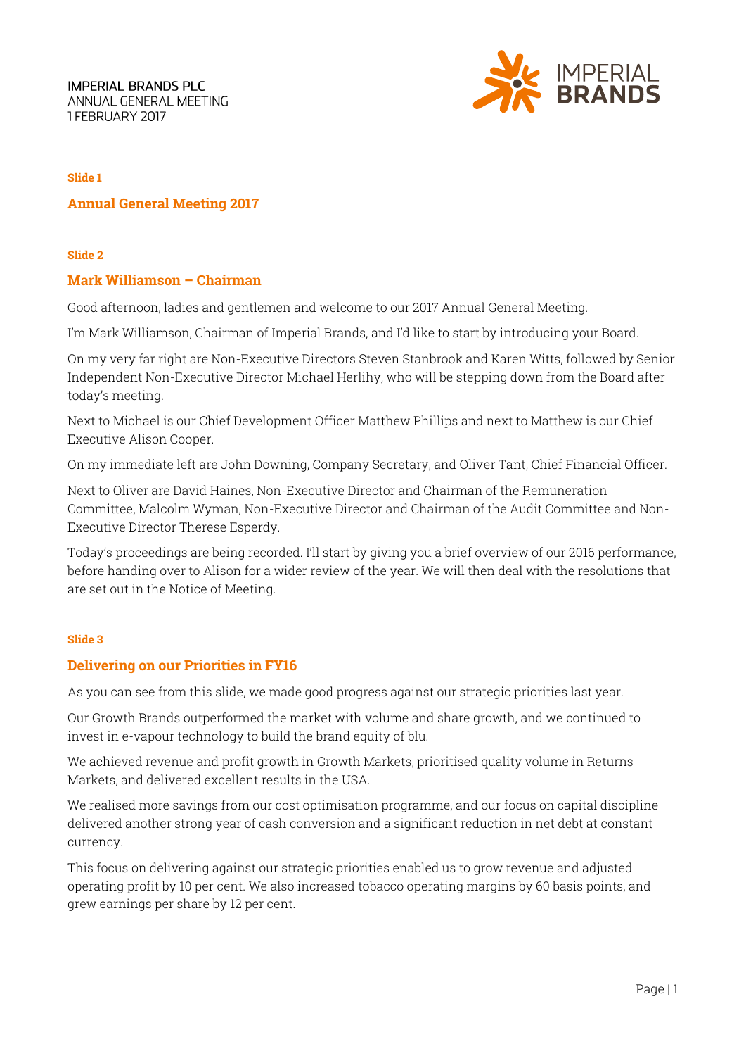IMPERIAL BRANDS PLC
ANNUAL GENERAL MEETING
1 FEBRUARY 2017

**Slide 1**

## Annual General Meeting 2017

**Slide 2**

## Mark Williamson – Chairman

Good afternoon, ladies and gentlemen and welcome to our 2017 Annual General Meeting.

I'm Mark Williamson, Chairman of Imperial Brands, and I'd like to start by introducing your Board.

On my very far right are Non-Executive Directors Steven Stanbrook and Karen Witts, followed by Senior Independent Non-Executive Director Michael Herlihy, who will be stepping down from the Board after today's meeting.

Next to Michael is our Chief Development Officer Matthew Phillips and next to Matthew is our Chief Executive Alison Cooper.

On my immediate left are John Downing, Company Secretary, and Oliver Tant, Chief Financial Officer.

Next to Oliver are David Haines, Non-Executive Director and Chairman of the Remuneration Committee, Malcolm Wyman, Non-Executive Director and Chairman of the Audit Committee and Non-Executive Director Therese Esperdy.

Today's proceedings are being recorded. I'll start by giving you a brief overview of our 2016 performance, before handing over to Alison for a wider review of the year. We will then deal with the resolutions that are set out in the Notice of Meeting.

**Slide 3**

## Delivering on our Priorities in FY16

As you can see from this slide, we made good progress against our strategic priorities last year.

Our Growth Brands outperformed the market with volume and share growth, and we continued to invest in e-vapour technology to build the brand equity of blu.

We achieved revenue and profit growth in Growth Markets, prioritised quality volume in Returns Markets, and delivered excellent results in the USA.

We realised more savings from our cost optimisation programme, and our focus on capital discipline delivered another strong year of cash conversion and a significant reduction in net debt at constant currency.

This focus on delivering against our strategic priorities enabled us to grow revenue and adjusted operating profit by 10 per cent. We also increased tobacco operating margins by 60 basis points, and grew earnings per share by 12 per cent.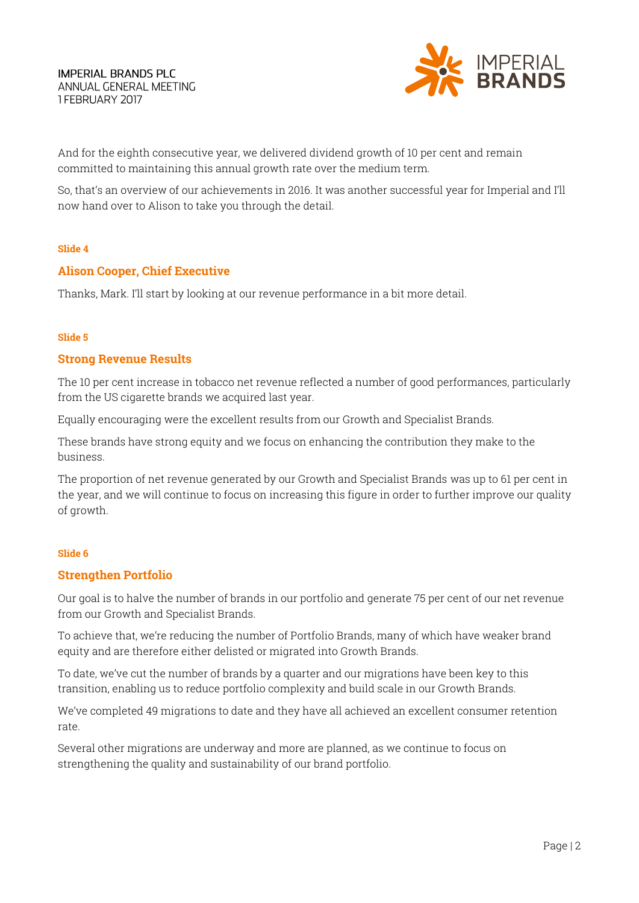And for the eighth consecutive year, we delivered dividend growth of 10 per cent and remain committed to maintaining this annual growth rate over the medium term.

So, that's an overview of our achievements in 2016. It was another successful year for Imperial and I'll now hand over to Alison to take you through the detail.

**Slide 4**

### Alison Cooper, Chief Executive

Thanks, Mark. I'll start by looking at our revenue performance in a bit more detail.

**Slide 5**

### Strong Revenue Results

The 10 per cent increase in tobacco net revenue reflected a number of good performances, particularly from the US cigarette brands we acquired last year.

Equally encouraging were the excellent results from our Growth and Specialist Brands.

These brands have strong equity and we focus on enhancing the contribution they make to the business.

The proportion of net revenue generated by our Growth and Specialist Brands was up to 61 per cent in the year, and we will continue to focus on increasing this figure in order to further improve our quality of growth.

**Slide 6**

### Strengthen Portfolio

Our goal is to halve the number of brands in our portfolio and generate 75 per cent of our net revenue from our Growth and Specialist Brands.

To achieve that, we're reducing the number of Portfolio Brands, many of which have weaker brand equity and are therefore either delisted or migrated into Growth Brands.

To date, we've cut the number of brands by a quarter and our migrations have been key to this transition, enabling us to reduce portfolio complexity and build scale in our Growth Brands.

We've completed 49 migrations to date and they have all achieved an excellent consumer retention rate.

Several other migrations are underway and more are planned, as we continue to focus on strengthening the quality and sustainability of our brand portfolio.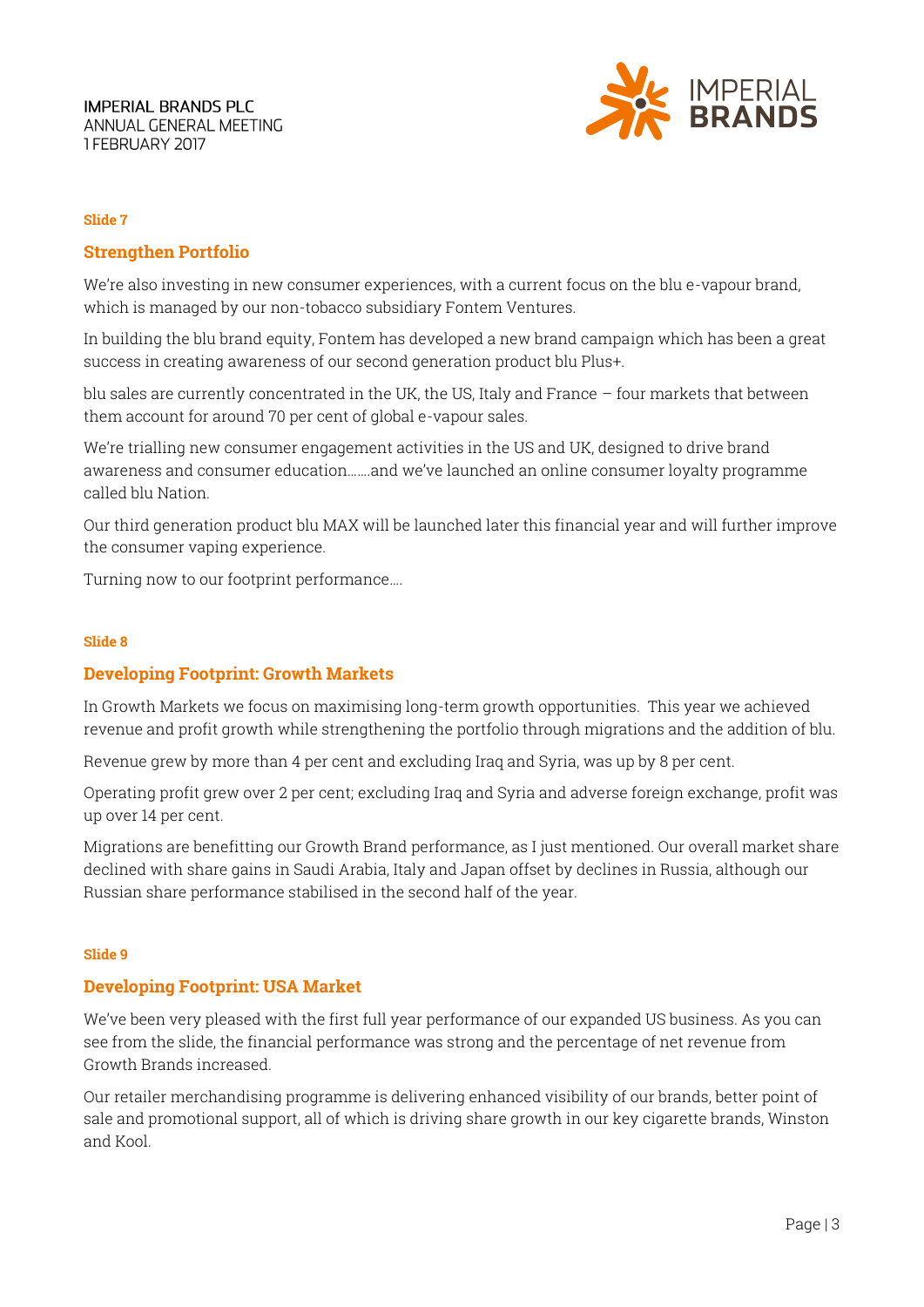**Slide 7**

## Strengthen Portfolio

We're also investing in new consumer experiences, with a current focus on the blu e-vapour brand, which is managed by our non-tobacco subsidiary Fontem Ventures.

In building the blu brand equity, Fontem has developed a new brand campaign which has been a great success in creating awareness of our second generation product blu Plus+.

blu sales are currently concentrated in the UK, the US, Italy and France – four markets that between them account for around 70 per cent of global e-vapour sales.

We're trialling new consumer engagement activities in the US and UK, designed to drive brand awareness and consumer education…….and we've launched an online consumer loyalty programme called blu Nation.

Our third generation product blu MAX will be launched later this financial year and will further improve the consumer vaping experience.

Turning now to our footprint performance….

**Slide 8**

## Developing Footprint: Growth Markets

In Growth Markets we focus on maximising long-term growth opportunities. This year we achieved revenue and profit growth while strengthening the portfolio through migrations and the addition of blu.

Revenue grew by more than 4 per cent and excluding Iraq and Syria, was up by 8 per cent.

Operating profit grew over 2 per cent; excluding Iraq and Syria and adverse foreign exchange, profit was up over 14 per cent.

Migrations are benefitting our Growth Brand performance, as I just mentioned. Our overall market share declined with share gains in Saudi Arabia, Italy and Japan offset by declines in Russia, although our Russian share performance stabilised in the second half of the year.

**Slide 9**

## Developing Footprint: USA Market

We've been very pleased with the first full year performance of our expanded US business. As you can see from the slide, the financial performance was strong and the percentage of net revenue from Growth Brands increased.

Our retailer merchandising programme is delivering enhanced visibility of our brands, better point of sale and promotional support, all of which is driving share growth in our key cigarette brands, Winston and Kool.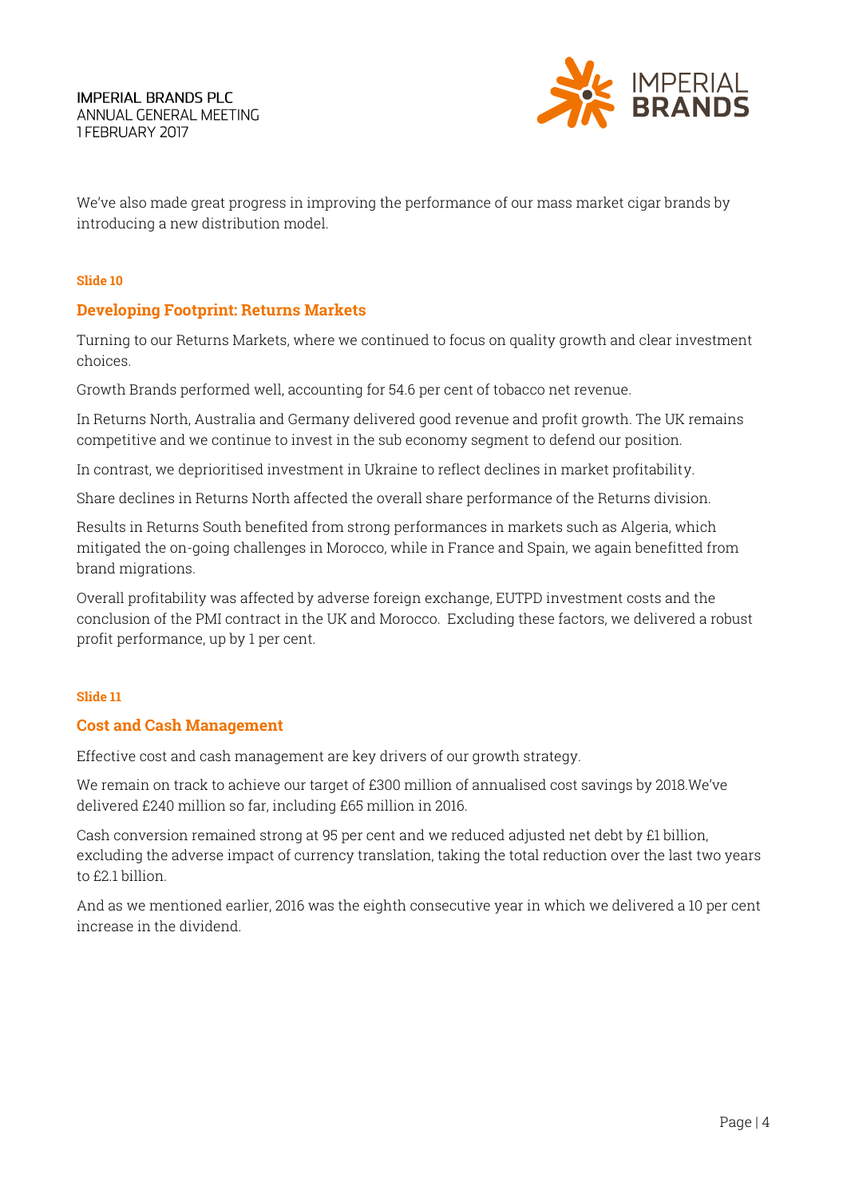We've also made great progress in improving the performance of our mass market cigar brands by introducing a new distribution model.

**Slide 10**

## Developing Footprint: Returns Markets

Turning to our Returns Markets, where we continued to focus on quality growth and clear investment choices.

Growth Brands performed well, accounting for 54.6 per cent of tobacco net revenue.

In Returns North, Australia and Germany delivered good revenue and profit growth. The UK remains competitive and we continue to invest in the sub economy segment to defend our position.

In contrast, we deprioritised investment in Ukraine to reflect declines in market profitability.

Share declines in Returns North affected the overall share performance of the Returns division.

Results in Returns South benefited from strong performances in markets such as Algeria, which mitigated the on-going challenges in Morocco, while in France and Spain, we again benefitted from brand migrations.

Overall profitability was affected by adverse foreign exchange, EUTPD investment costs and the conclusion of the PMI contract in the UK and Morocco. Excluding these factors, we delivered a robust profit performance, up by 1 per cent.

**Slide 11**

## Cost and Cash Management

Effective cost and cash management are key drivers of our growth strategy.

We remain on track to achieve our target of £300 million of annualised cost savings by 2018.We've delivered £240 million so far, including £65 million in 2016.

Cash conversion remained strong at 95 per cent and we reduced adjusted net debt by £1 billion, excluding the adverse impact of currency translation, taking the total reduction over the last two years to £2.1 billion.

And as we mentioned earlier, 2016 was the eighth consecutive year in which we delivered a 10 per cent increase in the dividend.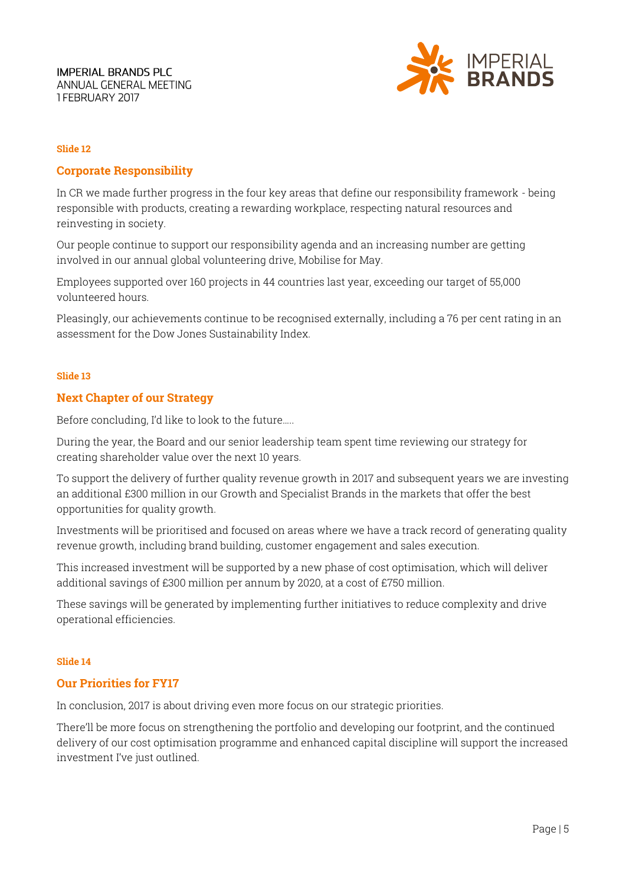**Slide 12**

## Corporate Responsibility

In CR we made further progress in the four key areas that define our responsibility framework - being responsible with products, creating a rewarding workplace, respecting natural resources and reinvesting in society.

Our people continue to support our responsibility agenda and an increasing number are getting involved in our annual global volunteering drive, Mobilise for May.

Employees supported over 160 projects in 44 countries last year, exceeding our target of 55,000 volunteered hours.

Pleasingly, our achievements continue to be recognised externally, including a 76 per cent rating in an assessment for the Dow Jones Sustainability Index.

**Slide 13**

## Next Chapter of our Strategy

Before concluding, I'd like to look to the future.....

During the year, the Board and our senior leadership team spent time reviewing our strategy for creating shareholder value over the next 10 years.

To support the delivery of further quality revenue growth in 2017 and subsequent years we are investing an additional £300 million in our Growth and Specialist Brands in the markets that offer the best opportunities for quality growth.

Investments will be prioritised and focused on areas where we have a track record of generating quality revenue growth, including brand building, customer engagement and sales execution.

This increased investment will be supported by a new phase of cost optimisation, which will deliver additional savings of £300 million per annum by 2020, at a cost of £750 million.

These savings will be generated by implementing further initiatives to reduce complexity and drive operational efficiencies.

**Slide 14**

## Our Priorities for FY17

In conclusion, 2017 is about driving even more focus on our strategic priorities.

There'll be more focus on strengthening the portfolio and developing our footprint, and the continued delivery of our cost optimisation programme and enhanced capital discipline will support the increased investment I've just outlined.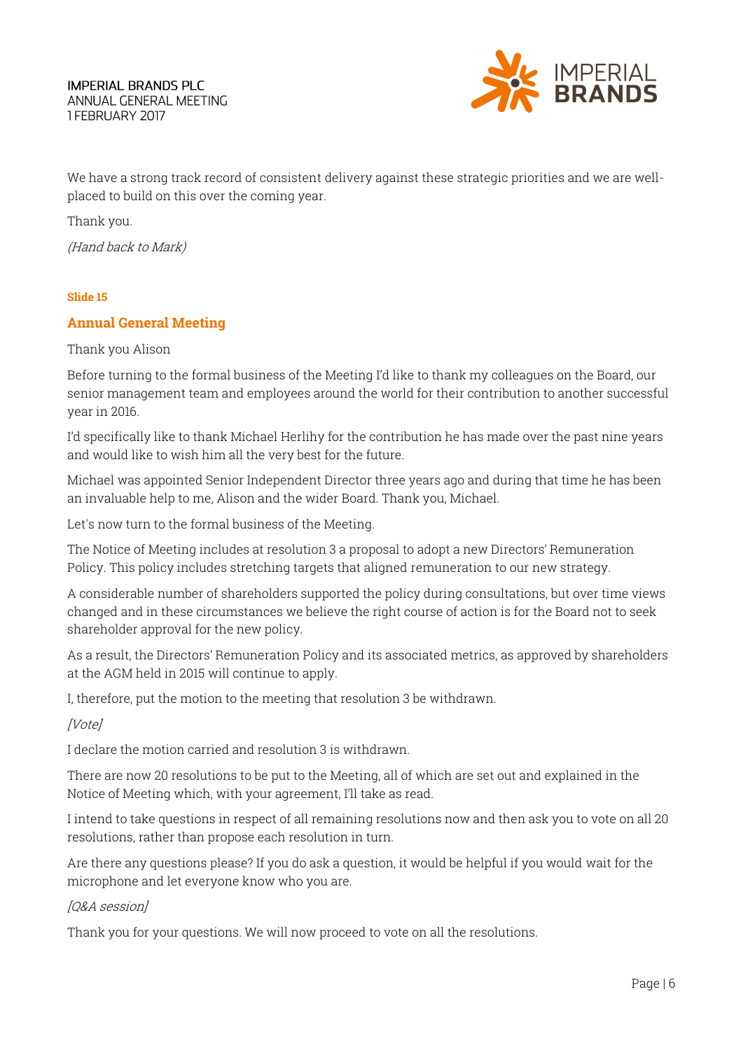We have a strong track record of consistent delivery against these strategic priorities and we are well-placed to build on this over the coming year.

Thank you.

*(Hand back to Mark)*

**Slide 15**

## Annual General Meeting

Thank you Alison

Before turning to the formal business of the Meeting I'd like to thank my colleagues on the Board, our senior management team and employees around the world for their contribution to another successful year in 2016.

I'd specifically like to thank Michael Herlihy for the contribution he has made over the past nine years and would like to wish him all the very best for the future.

Michael was appointed Senior Independent Director three years ago and during that time he has been an invaluable help to me, Alison and the wider Board. Thank you, Michael.

Let's now turn to the formal business of the Meeting.

The Notice of Meeting includes at resolution 3 a proposal to adopt a new Directors' Remuneration Policy. This policy includes stretching targets that aligned remuneration to our new strategy.

A considerable number of shareholders supported the policy during consultations, but over time views changed and in these circumstances we believe the right course of action is for the Board not to seek shareholder approval for the new policy.

As a result, the Directors' Remuneration Policy and its associated metrics, as approved by shareholders at the AGM held in 2015 will continue to apply.

I, therefore, put the motion to the meeting that resolution 3 be withdrawn.

*[Vote]*

I declare the motion carried and resolution 3 is withdrawn.

There are now 20 resolutions to be put to the Meeting, all of which are set out and explained in the Notice of Meeting which, with your agreement, I'll take as read.

I intend to take questions in respect of all remaining resolutions now and then ask you to vote on all 20 resolutions, rather than propose each resolution in turn.

Are there any questions please? If you do ask a question, it would be helpful if you would wait for the microphone and let everyone know who you are.

*[Q&A session]*

Thank you for your questions. We will now proceed to vote on all the resolutions.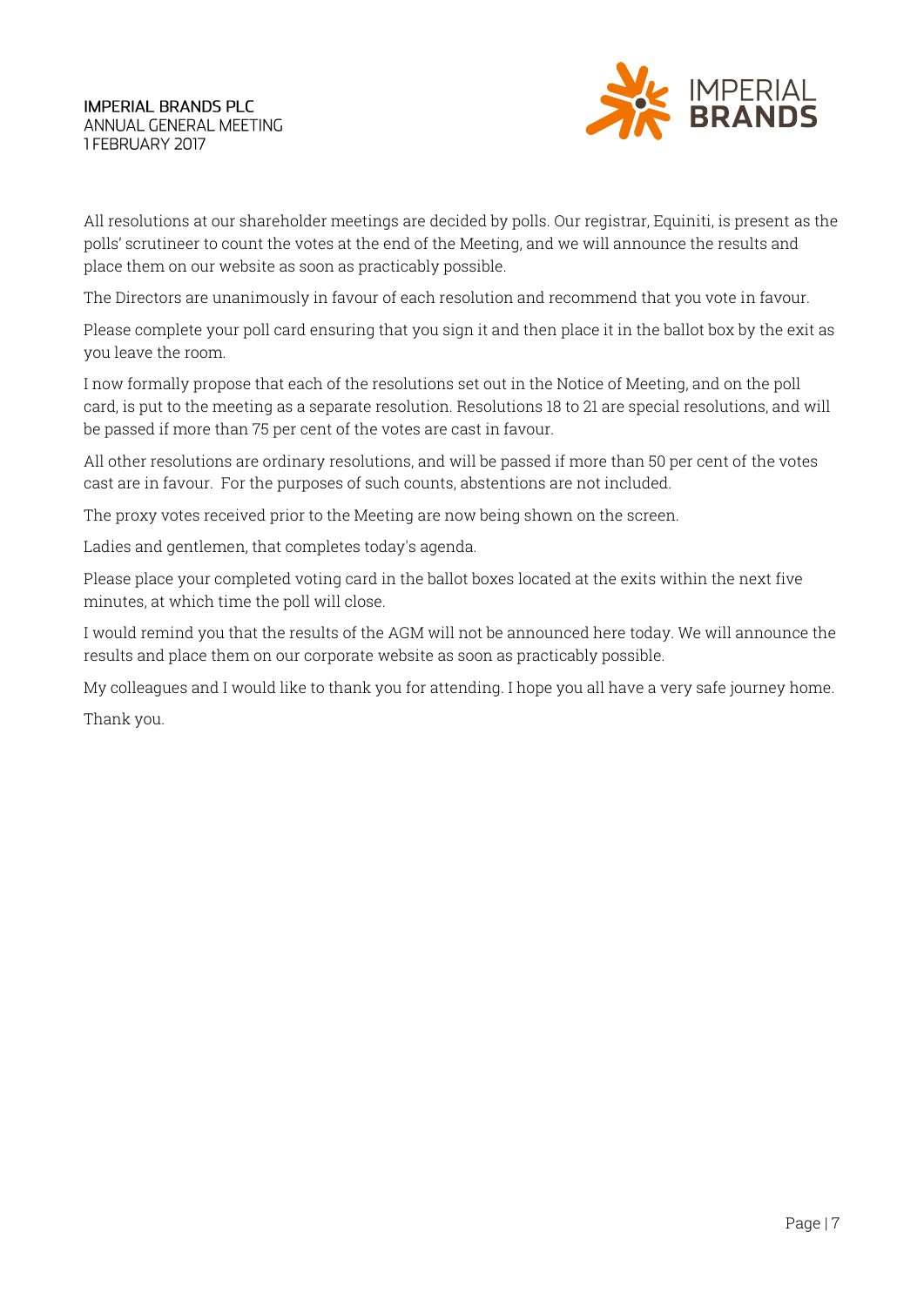All resolutions at our shareholder meetings are decided by polls. Our registrar, Equiniti, is present as the polls' scrutineer to count the votes at the end of the Meeting, and we will announce the results and place them on our website as soon as practicably possible.

The Directors are unanimously in favour of each resolution and recommend that you vote in favour.

Please complete your poll card ensuring that you sign it and then place it in the ballot box by the exit as you leave the room.

I now formally propose that each of the resolutions set out in the Notice of Meeting, and on the poll card, is put to the meeting as a separate resolution. Resolutions 18 to 21 are special resolutions, and will be passed if more than 75 per cent of the votes are cast in favour.

All other resolutions are ordinary resolutions, and will be passed if more than 50 per cent of the votes cast are in favour. For the purposes of such counts, abstentions are not included.

The proxy votes received prior to the Meeting are now being shown on the screen.

Ladies and gentlemen, that completes today's agenda.

Please place your completed voting card in the ballot boxes located at the exits within the next five minutes, at which time the poll will close.

I would remind you that the results of the AGM will not be announced here today. We will announce the results and place them on our corporate website as soon as practicably possible.

My colleagues and I would like to thank you for attending. I hope you all have a very safe journey home.

Thank you.